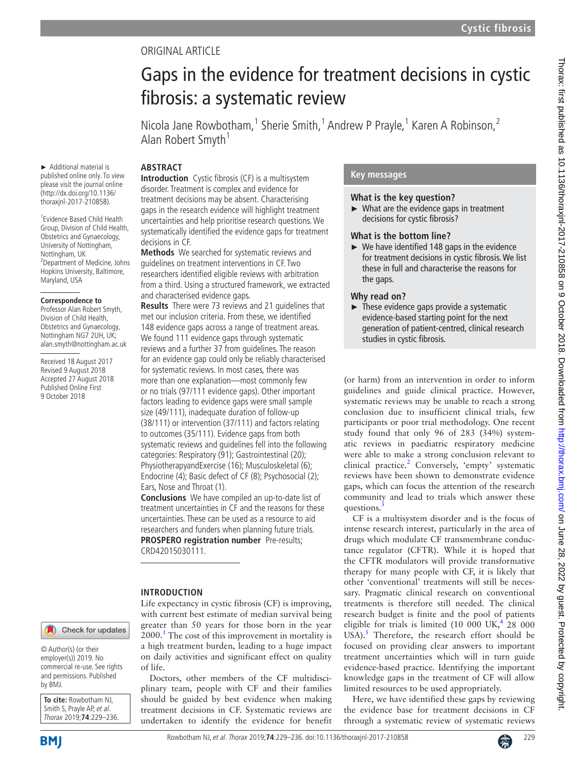ORIGINAL ARTICLE

# Gaps in the evidence for treatment decisions in cystic fibrosis: a systematic review

Nicola Jane Rowbotham,[1] Sherie Smith,[1] Andrew P Prayle,[1] Karen A Robinson,[2] Alan Robert Smyth[1]

► Additional material is published online only. To view please visit the journal online (http://dx.doi.org/10.1136/thoraxjnl-2017-210858).

[1]Evidence Based Child Health Group, Division of Child Health, Obstetrics and Gynaecology, University of Nottingham, Nottingham, UK
[2]Department of Medicine, Johns Hopkins University, Baltimore, Maryland, USA

**Correspondence to**
Professor Alan Robert Smyth, Division of Child Health, Obstetrics and Gynaecology, Nottingham NG7 2UH, UK; alan.smyth@nottingham.ac.uk

Received 18 August 2017
Revised 9 August 2018
Accepted 27 August 2018
Published Online First 9 October 2018

## ABSTRACT

**Introduction** Cystic fibrosis (CF) is a multisystem disorder. Treatment is complex and evidence for treatment decisions may be absent. Characterising gaps in the research evidence will highlight treatment uncertainties and help prioritise research questions. We systematically identified the evidence gaps for treatment decisions in CF.

**Methods** We searched for systematic reviews and guidelines on treatment interventions in CF. Two researchers identified eligible reviews with arbitration from a third. Using a structured framework, we extracted and characterised evidence gaps.

**Results** There were 73 reviews and 21 guidelines that met our inclusion criteria. From these, we identified 148 evidence gaps across a range of treatment areas. We found 111 evidence gaps through systematic reviews and a further 37 from guidelines. The reason for an evidence gap could only be reliably characterised for systematic reviews. In most cases, there was more than one explanation—most commonly few or no trials (97/111 evidence gaps). Other important factors leading to evidence gaps were small sample size (49/111), inadequate duration of follow-up (38/111) or intervention (37/111) and factors relating to outcomes (35/111). Evidence gaps from both systematic reviews and guidelines fell into the following categories: Respiratory (91); Gastrointestinal (20); PhysiotherapyandExercise (16); Musculoskeletal (6); Endocrine (4); Basic defect of CF (8); Psychosocial (2); Ears, Nose and Throat (1).

**Conclusions** We have compiled an up-to-date list of treatment uncertainties in CF and the reasons for these uncertainties. These can be used as a resource to aid researchers and funders when planning future trials.

**PROSPERO registration number** Pre-results; CRD42015030111.

## Key messages

### What is the key question?

► What are the evidence gaps in treatment decisions for cystic fibrosis?

### What is the bottom line?

► We have identified 148 gaps in the evidence for treatment decisions in cystic fibrosis. We list these in full and characterise the reasons for the gaps.

### Why read on?

► These evidence gaps provide a systematic evidence-based starting point for the next generation of patient-centred, clinical research studies in cystic fibrosis.

## INTRODUCTION

Life expectancy in cystic fibrosis (CF) is improving, with current best estimate of median survival being greater than 50 years for those born in the year 2000.[1] The cost of this improvement in mortality is a high treatment burden, leading to a huge impact on daily activities and significant effect on quality of life.

Doctors, other members of the CF multidisciplinary team, people with CF and their families should be guided by best evidence when making treatment decisions in CF. Systematic reviews are undertaken to identify the evidence for benefit (or harm) from an intervention in order to inform guidelines and guide clinical practice. However, systematic reviews may be unable to reach a strong conclusion due to insufficient clinical trials, few participants or poor trial methodology. One recent study found that only 96 of 283 (34%) systematic reviews in paediatric respiratory medicine were able to make a strong conclusion relevant to clinical practice.[2] Conversely, 'empty' systematic reviews have been shown to demonstrate evidence gaps, which can focus the attention of the research community and lead to trials which answer these questions.[3]

CF is a multisystem disorder and is the focus of intense research interest, particularly in the area of drugs which modulate CF transmembrane conductance regulator (CFTR). While it is hoped that the CFTR modulators will provide transformative therapy for many people with CF, it is likely that other 'conventional' treatments will still be necessary. Pragmatic clinical research on conventional treatments is therefore still needed. The clinical research budget is finite and the pool of patients eligible for trials is limited (10 000 UK,[4] 28 000 USA).[5] Therefore, the research effort should be focused on providing clear answers to important treatment uncertainties which will in turn guide evidence-based practice. Identifying the important knowledge gaps in the treatment of CF will allow limited resources to be used appropriately.

Here, we have identified these gaps by reviewing the evidence base for treatment decisions in CF through a systematic review of systematic reviews

© Author(s) (or their employer(s)) 2019. No commercial re-use. See rights and permissions. Published by BMJ.

**To cite:** Rowbotham NJ, Smith S, Prayle AP, et al. Thorax 2019;74:229–236.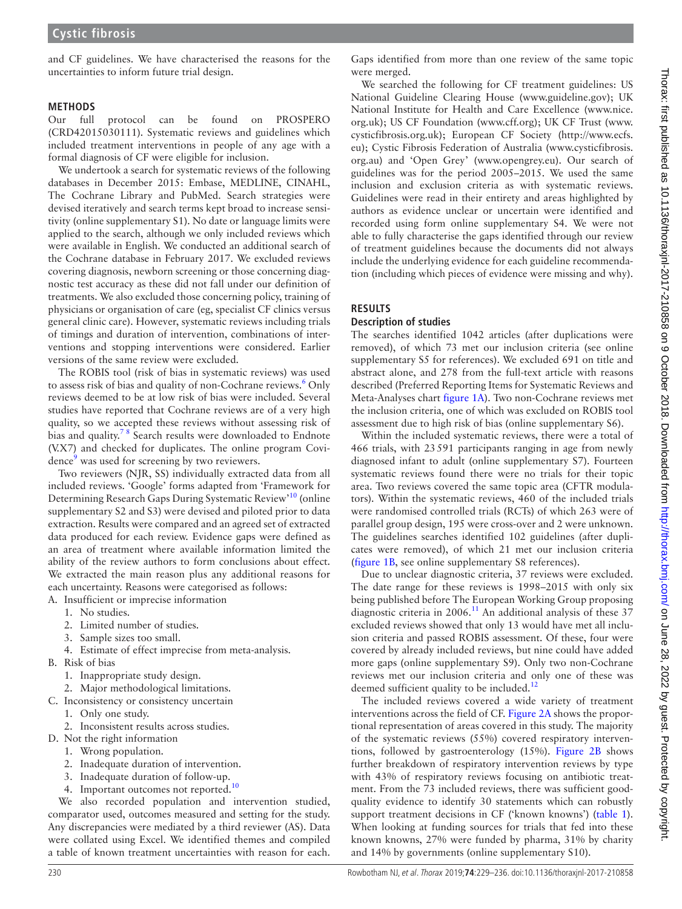and CF guidelines. We have characterised the reasons for the uncertainties to inform future trial design.

## METHODS

Our full protocol can be found on PROSPERO (CRD42015030111). Systematic reviews and guidelines which included treatment interventions in people of any age with a formal diagnosis of CF were eligible for inclusion.

We undertook a search for systematic reviews of the following databases in December 2015: Embase, MEDLINE, CINAHL, The Cochrane Library and PubMed. Search strategies were devised iteratively and search terms kept broad to increase sensitivity (online supplementary S1). No date or language limits were applied to the search, although we only included reviews which were available in English. We conducted an additional search of the Cochrane database in February 2017. We excluded reviews covering diagnosis, newborn screening or those concerning diagnostic test accuracy as these did not fall under our definition of treatments. We also excluded those concerning policy, training of physicians or organisation of care (eg, specialist CF clinics versus general clinic care). However, systematic reviews including trials of timings and duration of intervention, combinations of interventions and stopping interventions were considered. Earlier versions of the same review were excluded.

The ROBIS tool (risk of bias in systematic reviews) was used to assess risk of bias and quality of non-Cochrane reviews.[6] Only reviews deemed to be at low risk of bias were included. Several studies have reported that Cochrane reviews are of a very high quality, so we accepted these reviews without assessing risk of bias and quality.[7 8] Search results were downloaded to Endnote (V.X7) and checked for duplicates. The online program Covidence[9] was used for screening by two reviewers.

Two reviewers (NJR, SS) individually extracted data from all included reviews. 'Google' forms adapted from 'Framework for Determining Research Gaps During Systematic Review'[10] (online supplementary S2 and S3) were devised and piloted prior to data extraction. Results were compared and an agreed set of extracted data produced for each review. Evidence gaps were defined as an area of treatment where available information limited the ability of the review authors to form conclusions about effect. We extracted the main reason plus any additional reasons for each uncertainty. Reasons were categorised as follows:

A. Insufficient or imprecise information
   1. No studies.
   2. Limited number of studies.
   3. Sample sizes too small.
   4. Estimate of effect imprecise from meta-analysis.
B. Risk of bias
   1. Inappropriate study design.
   2. Major methodological limitations.
C. Inconsistency or consistency uncertain
   1. Only one study.
   2. Inconsistent results across studies.
D. Not the right information
   1. Wrong population.
   2. Inadequate duration of intervention.
   3. Inadequate duration of follow-up.
   4. Important outcomes not reported.[10]

We also recorded population and intervention studied, comparator used, outcomes measured and setting for the study. Any discrepancies were mediated by a third reviewer (AS). Data were collated using Excel. We identified themes and compiled a table of known treatment uncertainties with reason for each. Gaps identified from more than one review of the same topic were merged.

We searched the following for CF treatment guidelines: US National Guideline Clearing House (www.guideline.gov); UK National Institute for Health and Care Excellence (www.nice.org.uk); US CF Foundation (www.cff.org); UK CF Trust (www.cysticfibrosis.org.uk); European CF Society (http://www.ecfs.eu); Cystic Fibrosis Federation of Australia (www.cysticfibrosis.org.au) and 'Open Grey' (www.opengrey.eu). Our search of guidelines was for the period 2005–2015. We used the same inclusion and exclusion criteria as with systematic reviews. Guidelines were read in their entirety and areas highlighted by authors as evidence unclear or uncertain were identified and recorded using form online supplementary S4. We were not able to fully characterise the gaps identified through our review of treatment guidelines because the documents did not always include the underlying evidence for each guideline recommendation (including which pieces of evidence were missing and why).

## RESULTS

### Description of studies

The searches identified 1042 articles (after duplications were removed), of which 73 met our inclusion criteria (see online supplementary S5 for references). We excluded 691 on title and abstract alone, and 278 from the full-text article with reasons described (Preferred Reporting Items for Systematic Reviews and Meta-Analyses chart figure 1A). Two non-Cochrane reviews met the inclusion criteria, one of which was excluded on ROBIS tool assessment due to high risk of bias (online supplementary S6).

Within the included systematic reviews, there were a total of 466 trials, with 23 591 participants ranging in age from newly diagnosed infant to adult (online supplementary S7). Fourteen systematic reviews found there were no trials for their topic area. Two reviews covered the same topic area (CFTR modulators). Within the systematic reviews, 460 of the included trials were randomised controlled trials (RCTs) of which 263 were of parallel group design, 195 were cross-over and 2 were unknown. The guidelines searches identified 102 guidelines (after duplicates were removed), of which 21 met our inclusion criteria (figure 1B, see online supplementary S8 references).

Due to unclear diagnostic criteria, 37 reviews were excluded. The date range for these reviews is 1998–2015 with only six being published before The European Working Group proposing diagnostic criteria in 2006.[11] An additional analysis of these 37 excluded reviews showed that only 13 would have met all inclusion criteria and passed ROBIS assessment. Of these, four were covered by already included reviews, but nine could have added more gaps (online supplementary S9). Only two non-Cochrane reviews met our inclusion criteria and only one of these was deemed sufficient quality to be included.[12]

The included reviews covered a wide variety of treatment interventions across the field of CF. Figure 2A shows the proportional representation of areas covered in this study. The majority of the systematic reviews (55%) covered respiratory interventions, followed by gastroenterology (15%). Figure 2B shows further breakdown of respiratory intervention reviews by type with 43% of respiratory reviews focusing on antibiotic treatment. From the 73 included reviews, there was sufficient good-quality evidence to identify 30 statements which can robustly support treatment decisions in CF ('known knowns') (table 1). When looking at funding sources for trials that fed into these known knowns, 27% were funded by pharma, 31% by charity and 14% by governments (online supplementary S10).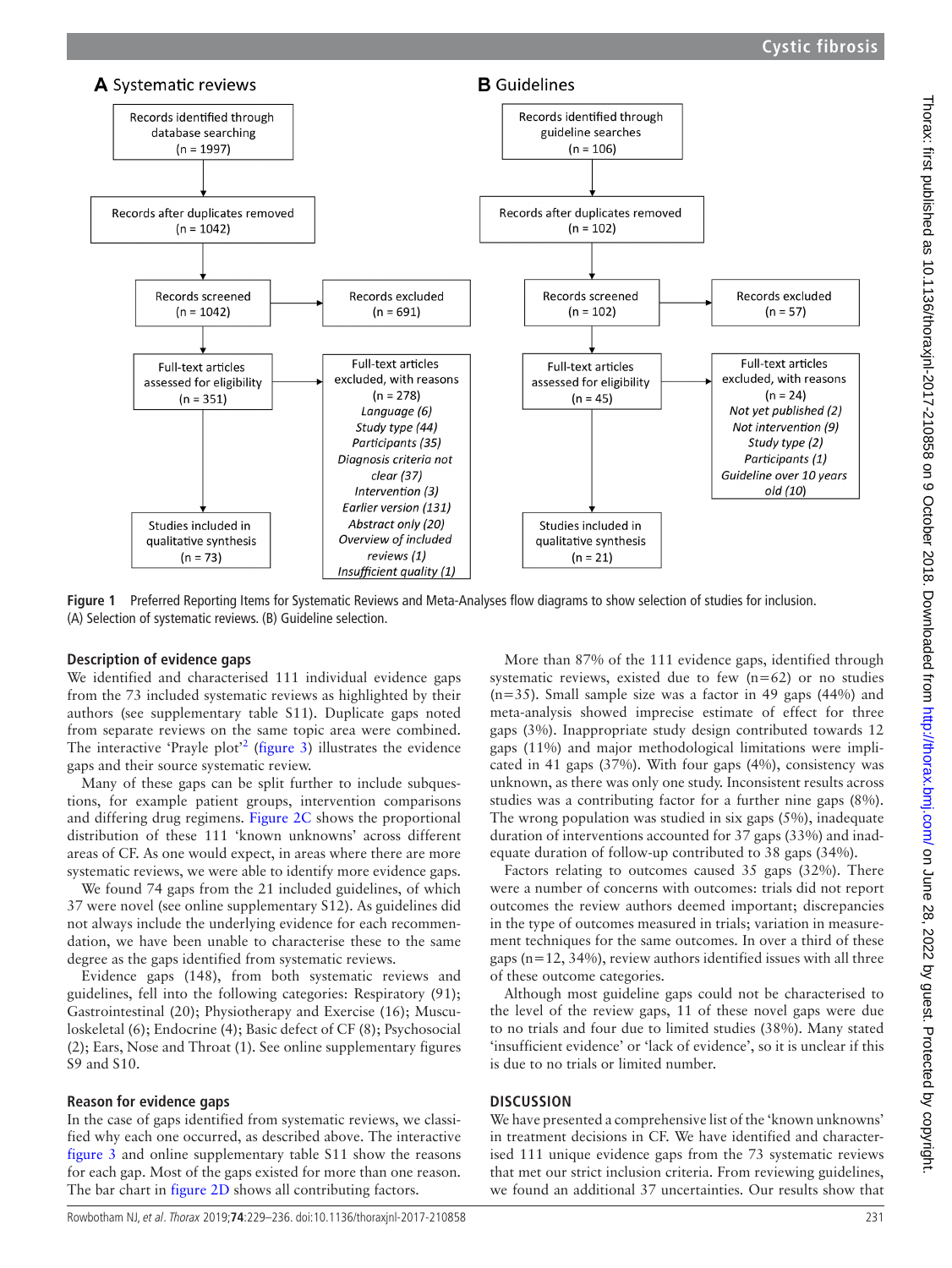## A Systematic reviews

Records identified through database searching (n = 1997)

Records after duplicates removed (n = 1042)

Records screened (n = 1042)

Records excluded (n = 691)

Full-text articles assessed for eligibility (n = 351)

Full-text articles excluded, with reasons (n = 278)
*Language (6)*
*Study type (44)*
*Participants (35)*
*Diagnosis criteria not clear (37)*
*Intervention (3)*
*Earlier version (131)*
*Abstract only (20)*
*Overview of included reviews (1)*
*Insufficient quality (1)*

Studies included in qualitative synthesis (n = 73)

## B Guidelines

Records identified through guideline searches (n = 106)

Records after duplicates removed (n = 102)

Records screened (n = 102)

Records excluded (n = 57)

Full-text articles assessed for eligibility (n = 45)

Full-text articles excluded, with reasons (n = 24)
*Not yet published (2)*
*Not intervention (9)*
*Study type (2)*
*Participants (1)*
*Guideline over 10 years old (10)*

Studies included in qualitative synthesis (n = 21)

**Figure 1** Preferred Reporting Items for Systematic Reviews and Meta-Analyses flow diagrams to show selection of studies for inclusion. (A) Selection of systematic reviews. (B) Guideline selection.

### Description of evidence gaps

We identified and characterised 111 individual evidence gaps from the 73 included systematic reviews as highlighted by their authors (see supplementary table S11). Duplicate gaps noted from separate reviews on the same topic area were combined. The interactive 'Prayle plot'[2] (figure 3) illustrates the evidence gaps and their source systematic review.

Many of these gaps can be split further to include subquestions, for example patient groups, intervention comparisons and differing drug regimens. Figure 2C shows the proportional distribution of these 111 'known unknowns' across different areas of CF. As one would expect, in areas where there are more systematic reviews, we were able to identify more evidence gaps.

We found 74 gaps from the 21 included guidelines, of which 37 were novel (see online supplementary S12). As guidelines did not always include the underlying evidence for each recommendation, we have been unable to characterise these to the same degree as the gaps identified from systematic reviews.

Evidence gaps (148), from both systematic reviews and guidelines, fell into the following categories: Respiratory (91); Gastrointestinal (20); Physiotherapy and Exercise (16); Musculoskeletal (6); Endocrine (4); Basic defect of CF (8); Psychosocial (2); Ears, Nose and Throat (1). See online supplementary figures S9 and S10.

### Reason for evidence gaps

In the case of gaps identified from systematic reviews, we classified why each one occurred, as described above. The interactive figure 3 and online supplementary table S11 show the reasons for each gap. Most of the gaps existed for more than one reason. The bar chart in figure 2D shows all contributing factors.

More than 87% of the 111 evidence gaps, identified through systematic reviews, existed due to few (n=62) or no studies (n=35). Small sample size was a factor in 49 gaps (44%) and meta-analysis showed imprecise estimate of effect for three gaps (3%). Inappropriate study design contributed towards 12 gaps (11%) and major methodological limitations were implicated in 41 gaps (37%). With four gaps (4%), consistency was unknown, as there was only one study. Inconsistent results across studies was a contributing factor for a further nine gaps (8%). The wrong population was studied in six gaps (5%), inadequate duration of interventions accounted for 37 gaps (33%) and inadequate duration of follow-up contributed to 38 gaps (34%).

Factors relating to outcomes caused 35 gaps (32%). There were a number of concerns with outcomes: trials did not report outcomes the review authors deemed important; discrepancies in the type of outcomes measured in trials; variation in measurement techniques for the same outcomes. In over a third of these gaps (n=12, 34%), review authors identified issues with all three of these outcome categories.

Although most guideline gaps could not be characterised to the level of the review gaps, 11 of these novel gaps were due to no trials and four due to limited studies (38%). Many stated 'insufficient evidence' or 'lack of evidence', so it is unclear if this is due to no trials or limited number.

## DISCUSSION

We have presented a comprehensive list of the 'known unknowns' in treatment decisions in CF. We have identified and characterised 111 unique evidence gaps from the 73 systematic reviews that met our strict inclusion criteria. From reviewing guidelines, we found an additional 37 uncertainties. Our results show that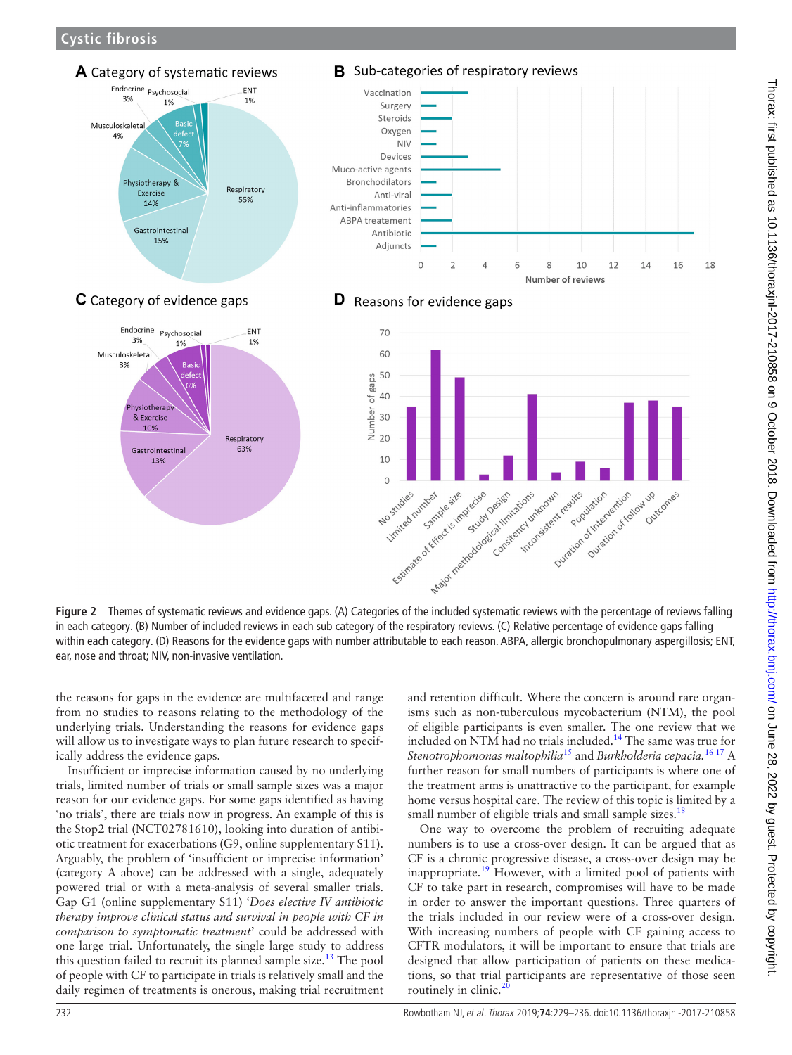**Figure 2** Themes of systematic reviews and evidence gaps. (A) Categories of the included systematic reviews with the percentage of reviews falling in each category. (B) Number of included reviews in each sub category of the respiratory reviews. (C) Relative percentage of evidence gaps falling within each category. (D) Reasons for the evidence gaps with number attributable to each reason. ABPA, allergic bronchopulmonary aspergillosis; ENT, ear, nose and throat; NIV, non-invasive ventilation.

the reasons for gaps in the evidence are multifaceted and range from no studies to reasons relating to the methodology of the underlying trials. Understanding the reasons for evidence gaps will allow us to investigate ways to plan future research to specifically address the evidence gaps.

Insufficient or imprecise information caused by no underlying trials, limited number of trials or small sample sizes was a major reason for our evidence gaps. For some gaps identified as having 'no trials', there are trials now in progress. An example of this is the Stop2 trial (NCT02781610), looking into duration of antibiotic treatment for exacerbations (G9, online supplementary S11). Arguably, the problem of 'insufficient or imprecise information' (category A above) can be addressed with a single, adequately powered trial or with a meta-analysis of several smaller trials. Gap G1 (online supplementary S11) '*Does elective IV antibiotic therapy improve clinical status and survival in people with CF in comparison to symptomatic treatment*' could be addressed with one large trial. Unfortunately, the single large study to address this question failed to recruit its planned sample size.[13] The pool of people with CF to participate in trials is relatively small and the daily regimen of treatments is onerous, making trial recruitment and retention difficult. Where the concern is around rare organisms such as non-tuberculous mycobacterium (NTM), the pool of eligible participants is even smaller. The one review that we included on NTM had no trials included.[14] The same was true for *Stenotrophomonas maltophilia*[15] and *Burkholderia cepacia*.[16 17] A further reason for small numbers of participants is where one of the treatment arms is unattractive to the participant, for example home versus hospital care. The review of this topic is limited by a small number of eligible trials and small sample sizes.[18]

One way to overcome the problem of recruiting adequate numbers is to use a cross-over design. It can be argued that as CF is a chronic progressive disease, a cross-over design may be inappropriate.[19] However, with a limited pool of patients with CF to take part in research, compromises will have to be made in order to answer the important questions. Three quarters of the trials included in our review were of a cross-over design. With increasing numbers of people with CF gaining access to CFTR modulators, it will be important to ensure that trials are designed that allow participation of patients on these medications, so that trial participants are representative of those seen routinely in clinic.[20]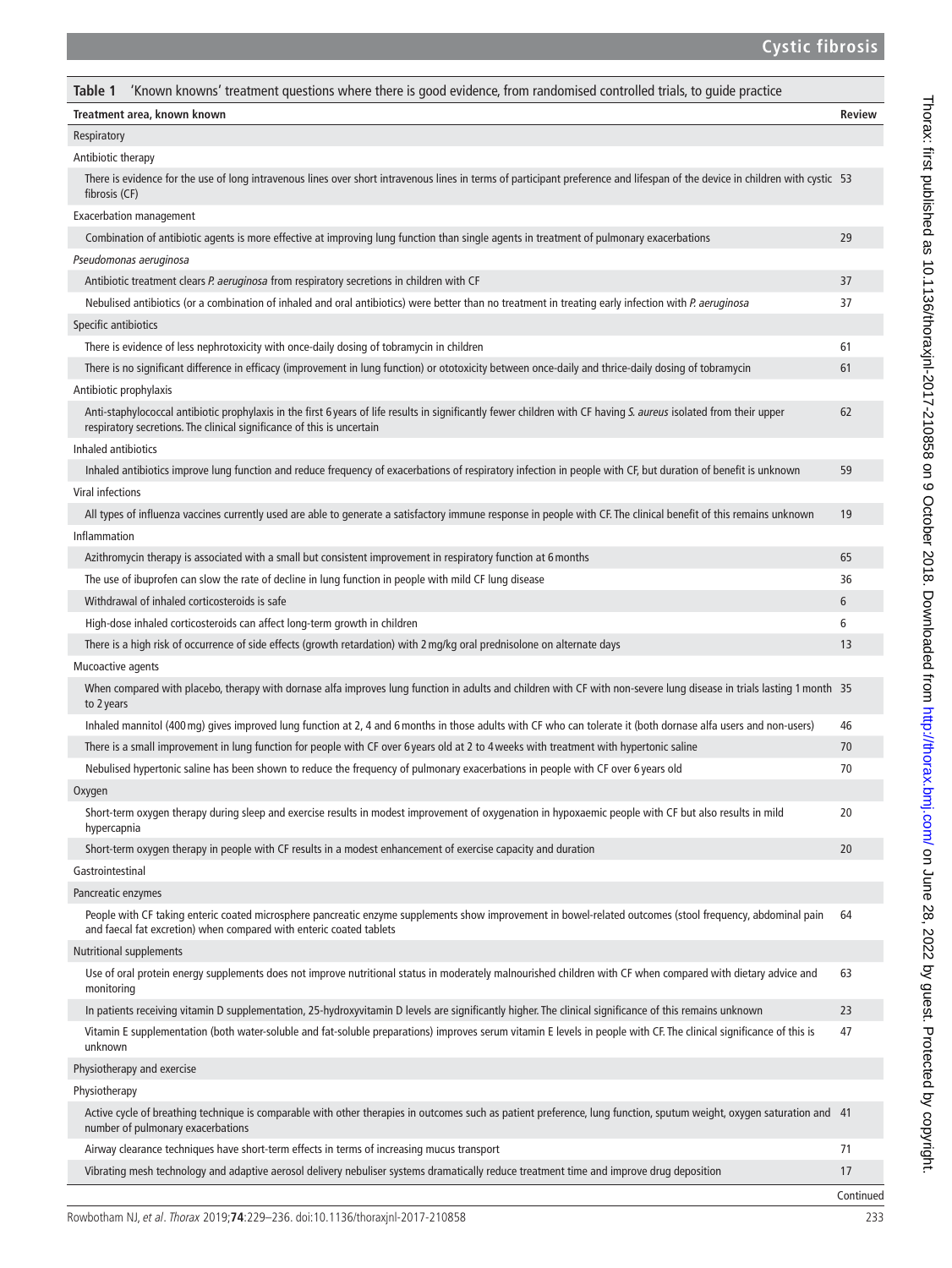**Table 1** 'Known knowns' treatment questions where there is good evidence, from randomised controlled trials, to guide practice

| Treatment area, known known | Review |
|---|---|
| Respiratory | |
| Antibiotic therapy | |
| There is evidence for the use of long intravenous lines over short intravenous lines in terms of participant preference and lifespan of the device in children with cystic fibrosis (CF) | 53 |
| Exacerbation management | |
| Combination of antibiotic agents is more effective at improving lung function than single agents in treatment of pulmonary exacerbations | 29 |
| *Pseudomonas aeruginosa* | |
| Antibiotic treatment clears *P. aeruginosa* from respiratory secretions in children with CF | 37 |
| Nebulised antibiotics (or a combination of inhaled and oral antibiotics) were better than no treatment in treating early infection with *P. aeruginosa* | 37 |
| Specific antibiotics | |
| There is evidence of less nephrotoxicity with once-daily dosing of tobramycin in children | 61 |
| There is no significant difference in efficacy (improvement in lung function) or ototoxicity between once-daily and thrice-daily dosing of tobramycin | 61 |
| Antibiotic prophylaxis | |
| Anti-staphylococcal antibiotic prophylaxis in the first 6 years of life results in significantly fewer children with CF having *S. aureus* isolated from their upper respiratory secretions. The clinical significance of this is uncertain | 62 |
| Inhaled antibiotics | |
| Inhaled antibiotics improve lung function and reduce frequency of exacerbations of respiratory infection in people with CF, but duration of benefit is unknown | 59 |
| Viral infections | |
| All types of influenza vaccines currently used are able to generate a satisfactory immune response in people with CF. The clinical benefit of this remains unknown | 19 |
| Inflammation | |
| Azithromycin therapy is associated with a small but consistent improvement in respiratory function at 6 months | 65 |
| The use of ibuprofen can slow the rate of decline in lung function in people with mild CF lung disease | 36 |
| Withdrawal of inhaled corticosteroids is safe | 6 |
| High-dose inhaled corticosteroids can affect long-term growth in children | 6 |
| There is a high risk of occurrence of side effects (growth retardation) with 2 mg/kg oral prednisolone on alternate days | 13 |
| Mucoactive agents | |
| When compared with placebo, therapy with dornase alfa improves lung function in adults and children with CF with non-severe lung disease in trials lasting 1 month to 2 years | 35 |
| Inhaled mannitol (400 mg) gives improved lung function at 2, 4 and 6 months in those adults with CF who can tolerate it (both dornase alfa users and non-users) | 46 |
| There is a small improvement in lung function for people with CF over 6 years old at 2 to 4 weeks with treatment with hypertonic saline | 70 |
| Nebulised hypertonic saline has been shown to reduce the frequency of pulmonary exacerbations in people with CF over 6 years old | 70 |
| Oxygen | |
| Short-term oxygen therapy during sleep and exercise results in modest improvement of oxygenation in hypoxaemic people with CF but also results in mild hypercapnia | 20 |
| Short-term oxygen therapy in people with CF results in a modest enhancement of exercise capacity and duration | 20 |
| Gastrointestinal | |
| Pancreatic enzymes | |
| People with CF taking enteric coated microsphere pancreatic enzyme supplements show improvement in bowel-related outcomes (stool frequency, abdominal pain and faecal fat excretion) when compared with enteric coated tablets | 64 |
| Nutritional supplements | |
| Use of oral protein energy supplements does not improve nutritional status in moderately malnourished children with CF when compared with dietary advice and monitoring | 63 |
| In patients receiving vitamin D supplementation, 25-hydroxyvitamin D levels are significantly higher. The clinical significance of this remains unknown | 23 |
| Vitamin E supplementation (both water-soluble and fat-soluble preparations) improves serum vitamin E levels in people with CF. The clinical significance of this is unknown | 47 |
| Physiotherapy and exercise | |
| Physiotherapy | |
| Active cycle of breathing technique is comparable with other therapies in outcomes such as patient preference, lung function, sputum weight, oxygen saturation and number of pulmonary exacerbations | 41 |
| Airway clearance techniques have short-term effects in terms of increasing mucus transport | 71 |
| Vibrating mesh technology and adaptive aerosol delivery nebuliser systems dramatically reduce treatment time and improve drug deposition | 17 |

Continued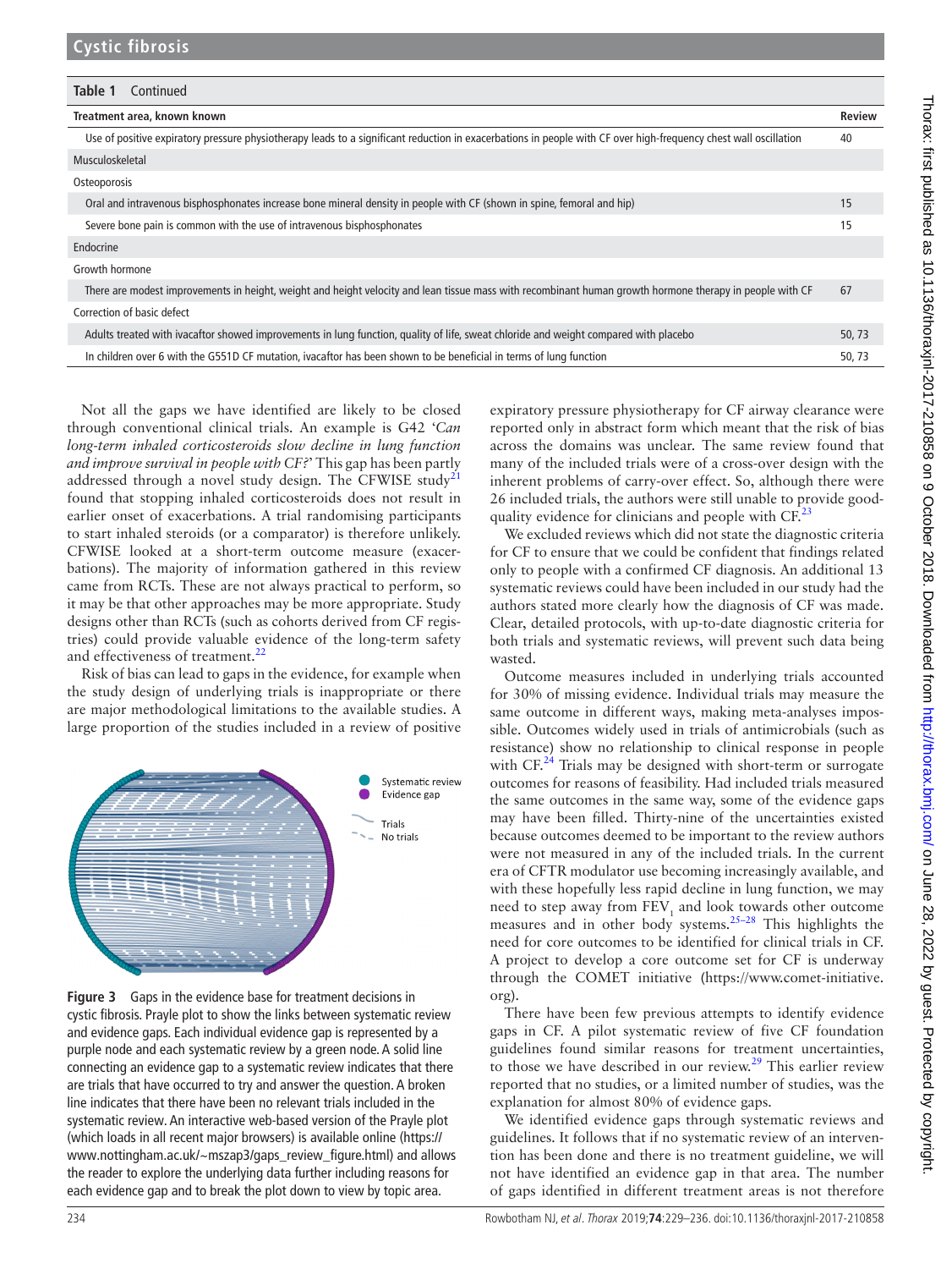**Table 1** Continued

| Treatment area, known known | Review |
|---|---|
| Use of positive expiratory pressure physiotherapy leads to a significant reduction in exacerbations in people with CF over high-frequency chest wall oscillation | 40 |
| Musculoskeletal | |
| Osteoporosis | |
| Oral and intravenous bisphosphonates increase bone mineral density in people with CF (shown in spine, femoral and hip) | 15 |
| Severe bone pain is common with the use of intravenous bisphosphonates | 15 |
| Endocrine | |
| Growth hormone | |
| There are modest improvements in height, weight and height velocity and lean tissue mass with recombinant human growth hormone therapy in people with CF | 67 |
| Correction of basic defect | |
| Adults treated with ivacaftor showed improvements in lung function, quality of life, sweat chloride and weight compared with placebo | 50, 73 |
| In children over 6 with the G551D CF mutation, ivacaftor has been shown to be beneficial in terms of lung function | 50, 73 |

Not all the gaps we have identified are likely to be closed through conventional clinical trials. An example is G42 '*Can long-term inhaled corticosteroids slow decline in lung function and improve survival in people with CF?*' This gap has been partly addressed through a novel study design. The CFWISE study[21] found that stopping inhaled corticosteroids does not result in earlier onset of exacerbations. A trial randomising participants to start inhaled steroids (or a comparator) is therefore unlikely. CFWISE looked at a short-term outcome measure (exacerbations). The majority of information gathered in this review came from RCTs. These are not always practical to perform, so it may be that other approaches may be more appropriate. Study designs other than RCTs (such as cohorts derived from CF registries) could provide valuable evidence of the long-term safety and effectiveness of treatment.[22]

Risk of bias can lead to gaps in the evidence, for example when the study design of underlying trials is inappropriate or there are major methodological limitations to the available studies. A large proportion of the studies included in a review of positive expiratory pressure physiotherapy for CF airway clearance were reported only in abstract form which meant that the risk of bias across the domains was unclear. The same review found that many of the included trials were of a cross-over design with the inherent problems of carry-over effect. So, although there were 26 included trials, the authors were still unable to provide good-quality evidence for clinicians and people with CF.[23]

**Figure 3** Gaps in the evidence base for treatment decisions in cystic fibrosis. Prayle plot to show the links between systematic review and evidence gaps. Each individual evidence gap is represented by a purple node and each systematic review by a green node. A solid line connecting an evidence gap to a systematic review indicates that there are trials that have occurred to try and answer the question. A broken line indicates that there have been no relevant trials included in the systematic review. An interactive web-based version of the Prayle plot (which loads in all recent major browsers) is available online (https://www.nottingham.ac.uk/~mszap3/gaps_review_figure.html) and allows the reader to explore the underlying data further including reasons for each evidence gap and to break the plot down to view by topic area.

We excluded reviews which did not state the diagnostic criteria for CF to ensure that we could be confident that findings related only to people with a confirmed CF diagnosis. An additional 13 systematic reviews could have been included in our study had the authors stated more clearly how the diagnosis of CF was made. Clear, detailed protocols, with up-to-date diagnostic criteria for both trials and systematic reviews, will prevent such data being wasted.

Outcome measures included in underlying trials accounted for 30% of missing evidence. Individual trials may measure the same outcome in different ways, making meta-analyses impossible. Outcomes widely used in trials of antimicrobials (such as resistance) show no relationship to clinical response in people with CF.[24] Trials may be designed with short-term or surrogate outcomes for reasons of feasibility. Had included trials measured the same outcomes in the same way, some of the evidence gaps may have been filled. Thirty-nine of the uncertainties existed because outcomes deemed to be important to the review authors were not measured in any of the included trials. In the current era of CFTR modulator use becoming increasingly available, and with these hopefully less rapid decline in lung function, we may need to step away from $FEV_1$ and look towards other outcome measures and in other body systems.[25–28] This highlights the need for core outcomes to be identified for clinical trials in CF. A project to develop a core outcome set for CF is underway through the COMET initiative (https://www.comet-initiative.org).

There have been few previous attempts to identify evidence gaps in CF. A pilot systematic review of five CF foundation guidelines found similar reasons for treatment uncertainties, to those we have described in our review.[29] This earlier review reported that no studies, or a limited number of studies, was the explanation for almost 80% of evidence gaps.

We identified evidence gaps through systematic reviews and guidelines. It follows that if no systematic review of an intervention has been done and there is no treatment guideline, we will not have identified an evidence gap in that area. The number of gaps identified in different treatment areas is not therefore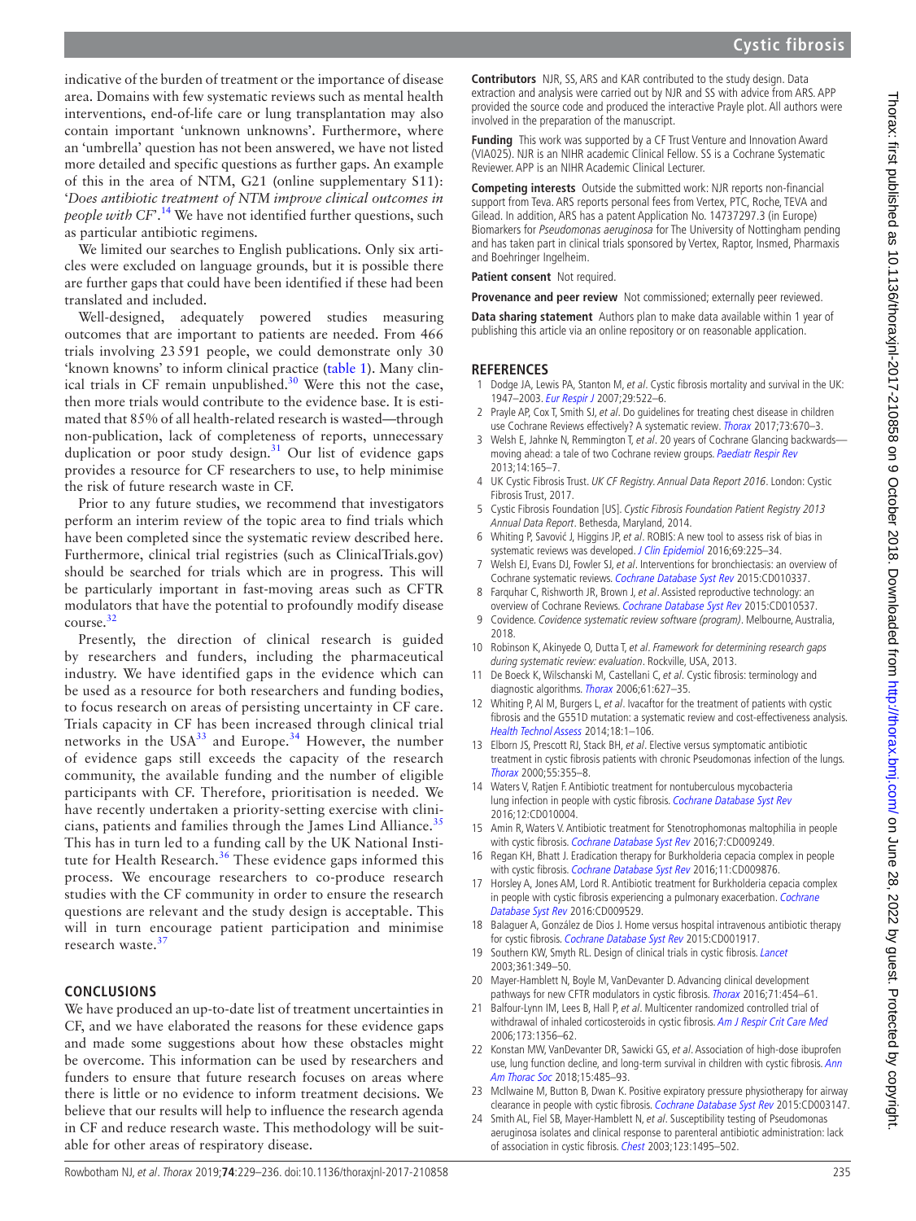indicative of the burden of treatment or the importance of disease area. Domains with few systematic reviews such as mental health interventions, end-of-life care or lung transplantation may also contain important 'unknown unknowns'. Furthermore, where an 'umbrella' question has not been answered, we have not listed more detailed and specific questions as further gaps. An example of this in the area of NTM, G21 (online supplementary S11): '*Does antibiotic treatment of NTM improve clinical outcomes in people with CF*'.[14] We have not identified further questions, such as particular antibiotic regimens.

We limited our searches to English publications. Only six articles were excluded on language grounds, but it is possible there are further gaps that could have been identified if these had been translated and included.

Well-designed, adequately powered studies measuring outcomes that are important to patients are needed. From 466 trials involving 23 591 people, we could demonstrate only 30 'known knowns' to inform clinical practice (table 1). Many clinical trials in CF remain unpublished.[30] Were this not the case, then more trials would contribute to the evidence base. It is estimated that 85% of all health-related research is wasted—through non-publication, lack of completeness of reports, unnecessary duplication or poor study design.[31] Our list of evidence gaps provides a resource for CF researchers to use, to help minimise the risk of future research waste in CF.

Prior to any future studies, we recommend that investigators perform an interim review of the topic area to find trials which have been completed since the systematic review described here. Furthermore, clinical trial registries (such as ClinicalTrials.gov) should be searched for trials which are in progress. This will be particularly important in fast-moving areas such as CFTR modulators that have the potential to profoundly modify disease course.[32]

Presently, the direction of clinical research is guided by researchers and funders, including the pharmaceutical industry. We have identified gaps in the evidence which can be used as a resource for both researchers and funding bodies, to focus research on areas of persisting uncertainty in CF care. Trials capacity in CF has been increased through clinical trial networks in the USA[33] and Europe.[34] However, the number of evidence gaps still exceeds the capacity of the research community, the available funding and the number of eligible participants with CF. Therefore, prioritisation is needed. We have recently undertaken a priority-setting exercise with clinicians, patients and families through the James Lind Alliance.[35] This has in turn led to a funding call by the UK National Institute for Health Research.[36] These evidence gaps informed this process. We encourage researchers to co-produce research studies with the CF community in order to ensure the research questions are relevant and the study design is acceptable. This will in turn encourage patient participation and minimise research waste.[37]

## CONCLUSIONS

We have produced an up-to-date list of treatment uncertainties in CF, and we have elaborated the reasons for these evidence gaps and made some suggestions about how these obstacles might be overcome. This information can be used by researchers and funders to ensure that future research focuses on areas where there is little or no evidence to inform treatment decisions. We believe that our results will help to influence the research agenda in CF and reduce research waste. This methodology will be suitable for other areas of respiratory disease.

**Contributors** NJR, SS, ARS and KAR contributed to the study design. Data extraction and analysis were carried out by NJR and SS with advice from ARS. APP provided the source code and produced the interactive Prayle plot. All authors were involved in the preparation of the manuscript.

**Funding** This work was supported by a CF Trust Venture and Innovation Award (VIA025). NJR is an NIHR academic Clinical Fellow. SS is a Cochrane Systematic Reviewer. APP is an NIHR Academic Clinical Lecturer.

**Competing interests** Outside the submitted work: NJR reports non-financial support from Teva. ARS reports personal fees from Vertex, PTC, Roche, TEVA and Gilead. In addition, ARS has a patent Application No. 14737297.3 (in Europe) Biomarkers for *Pseudomonas aeruginosa* for The University of Nottingham pending and has taken part in clinical trials sponsored by Vertex, Raptor, Insmed, Pharmaxis and Boehringer Ingelheim.

**Patient consent** Not required.

**Provenance and peer review** Not commissioned; externally peer reviewed.

**Data sharing statement** Authors plan to make data available within 1 year of publishing this article via an online repository or on reasonable application.

## REFERENCES

1. Dodge JA, Lewis PA, Stanton M, *et al*. Cystic fibrosis mortality and survival in the UK: 1947–2003. *Eur Respir J* 2007;29:522–6.
2. Prayle AP, Cox T, Smith SJ, *et al*. Do guidelines for treating chest disease in children use Cochrane Reviews effectively? A systematic review. *Thorax* 2017;73:670–3.
3. Welsh E, Jahnke N, Remmington T, *et al*. 20 years of Cochrane Glancing backwards—moving ahead: a tale of two Cochrane review groups. *Paediatr Respir Rev* 2013;14:165–7.
4. UK Cystic Fibrosis Trust. *UK CF Registry. Annual Data Report 2016*. London: Cystic Fibrosis Trust, 2017.
5. Cystic Fibrosis Foundation [US]. *Cystic Fibrosis Foundation Patient Registry 2013 Annual Data Report*. Bethesda, Maryland, 2014.
6. Whiting P, Savović J, Higgins JP, *et al*. ROBIS: A new tool to assess risk of bias in systematic reviews was developed. *J Clin Epidemiol* 2016;69:225–34.
7. Welsh EJ, Evans DJ, Fowler SJ, *et al*. Interventions for bronchiectasis: an overview of Cochrane systematic reviews. *Cochrane Database Syst Rev* 2015:CD010337.
8. Farquhar C, Rishworth JR, Brown J, *et al*. Assisted reproductive technology: an overview of Cochrane Reviews. *Cochrane Database Syst Rev* 2015:CD010537.
9. Covidence. *Covidence systematic review software (program)*. Melbourne, Australia, 2018.
10. Robinson KA, Akinyede O, Dutta T, *et al*. *Framework for determining research gaps during systematic review: evaluation*. Rockville, USA, 2013.
11. De Boeck K, Wilschanski M, Castellani C, *et al*. Cystic fibrosis: terminology and diagnostic algorithms. *Thorax* 2006;61:627–35.
12. Whiting P, Al M, Burgers L, *et al*. Ivacaftor for the treatment of patients with cystic fibrosis and the G551D mutation: a systematic review and cost-effectiveness analysis. *Health Technol Assess* 2014;18:1–106.
13. Elborn JS, Prescott RJ, Stack BH, *et al*. Elective versus symptomatic antibiotic treatment in cystic fibrosis patients with chronic Pseudomonas infection of the lungs. *Thorax* 2000;55:355–8.
14. Waters V, Ratjen F. Antibiotic treatment for nontuberculous mycobacteria lung infection in people with cystic fibrosis. *Cochrane Database Syst Rev* 2016;12:CD010004.
15. Amin R, Waters V. Antibiotic treatment for Stenotrophomonas maltophilia in people with cystic fibrosis. *Cochrane Database Syst Rev* 2016;7:CD009249.
16. Regan KH, Bhatt J. Eradication therapy for Burkholderia cepacia complex in people with cystic fibrosis. *Cochrane Database Syst Rev* 2016;11:CD009876.
17. Horsley A, Jones AM, Lord R. Antibiotic treatment for Burkholderia cepacia complex in people with cystic fibrosis experiencing a pulmonary exacerbation. *Cochrane Database Syst Rev* 2016:CD009529.
18. Balaguer A, González de Dios J. Home versus hospital intravenous antibiotic therapy for cystic fibrosis. *Cochrane Database Syst Rev* 2015:CD001917.
19. Southern KW, Smyth RL. Design of clinical trials in cystic fibrosis. *Lancet* 2003;361:349–50.
20. Mayer-Hamblett N, Boyle M, VanDevanter D. Advancing clinical development pathways for new CFTR modulators in cystic fibrosis. *Thorax* 2016;71:454–61.
21. Balfour-Lynn IM, Lees B, Hall P, *et al*. Multicenter randomized controlled trial of withdrawal of inhaled corticosteroids in cystic fibrosis. *Am J Respir Crit Care Med* 2006;173:1356–62.
22. Konstan MW, VanDevanter DR, Sawicki GS, *et al*. Association of high-dose ibuprofen use, lung function decline, and long-term survival in children with cystic fibrosis. *Ann Am Thorac Soc* 2018;15:485–93.
23. McIlwaine M, Button B, Dwan K. Positive expiratory pressure physiotherapy for airway clearance in people with cystic fibrosis. *Cochrane Database Syst Rev* 2015:CD003147.
24. Smith AL, Fiel SB, Mayer-Hamblett N, *et al*. Susceptibility testing of Pseudomonas aeruginosa isolates and clinical response to parenteral antibiotic administration: lack of association in cystic fibrosis. *Chest* 2003;123:1495–502.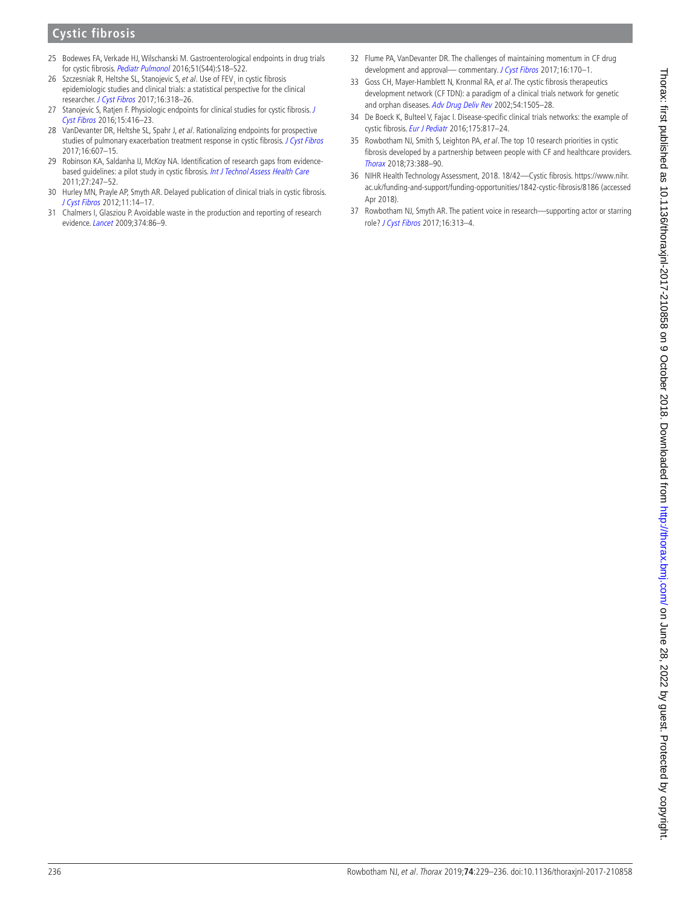25 Bodewes FA, Verkade HJ, Wilschanski M. Gastroenterological endpoints in drug trials for cystic fibrosis. *Pediatr Pulmonol* 2016;51(S44):S18–S22.

26 Szczesniak R, Heltshe SL, Stanojevic S, *et al*. Use of $FEV_1$ in cystic fibrosis epidemiologic studies and clinical trials: a statistical perspective for the clinical researcher. *J Cyst Fibros* 2017;16:318–26.

27 Stanojevic S, Ratjen F. Physiologic endpoints for clinical studies for cystic fibrosis. *J Cyst Fibros* 2016;15:416–23.

28 VanDevanter DR, Heltshe SL, Spahr J, *et al*. Rationalizing endpoints for prospective studies of pulmonary exacerbation treatment response in cystic fibrosis. *J Cyst Fibros* 2017;16:607–15.

29 Robinson KA, Saldanha IJ, McKoy NA. Identification of research gaps from evidence-based guidelines: a pilot study in cystic fibrosis. *Int J Technol Assess Health Care* 2011;27:247–52.

30 Hurley MN, Prayle AP, Smyth AR. Delayed publication of clinical trials in cystic fibrosis. *J Cyst Fibros* 2012;11:14–17.

31 Chalmers I, Glasziou P. Avoidable waste in the production and reporting of research evidence. *Lancet* 2009;374:86–9.

32 Flume PA, VanDevanter DR. The challenges of maintaining momentum in CF drug development and approval— commentary. *J Cyst Fibros* 2017;16:170–1.

33 Goss CH, Mayer-Hamblett N, Kronmal RA, *et al*. The cystic fibrosis therapeutics development network (CF TDN): a paradigm of a clinical trials network for genetic and orphan diseases. *Adv Drug Deliv Rev* 2002;54:1505–28.

34 De Boeck K, Bulteel V, Fajac I. Disease-specific clinical trials networks: the example of cystic fibrosis. *Eur J Pediatr* 2016;175:817–24.

35 Rowbotham NJ, Smith S, Leighton PA, *et al*. The top 10 research priorities in cystic fibrosis developed by a partnership between people with CF and healthcare providers. *Thorax* 2018;73:388–90.

36 NIHR Health Technology Assessment, 2018. 18/42—Cystic fibrosis. https://www.nihr.ac.uk/funding-and-support/funding-opportunities/1842-cystic-fibrosis/8186 (accessed Apr 2018).

37 Rowbotham NJ, Smyth AR. The patient voice in research—supporting actor or starring role? *J Cyst Fibros* 2017;16:313–4.